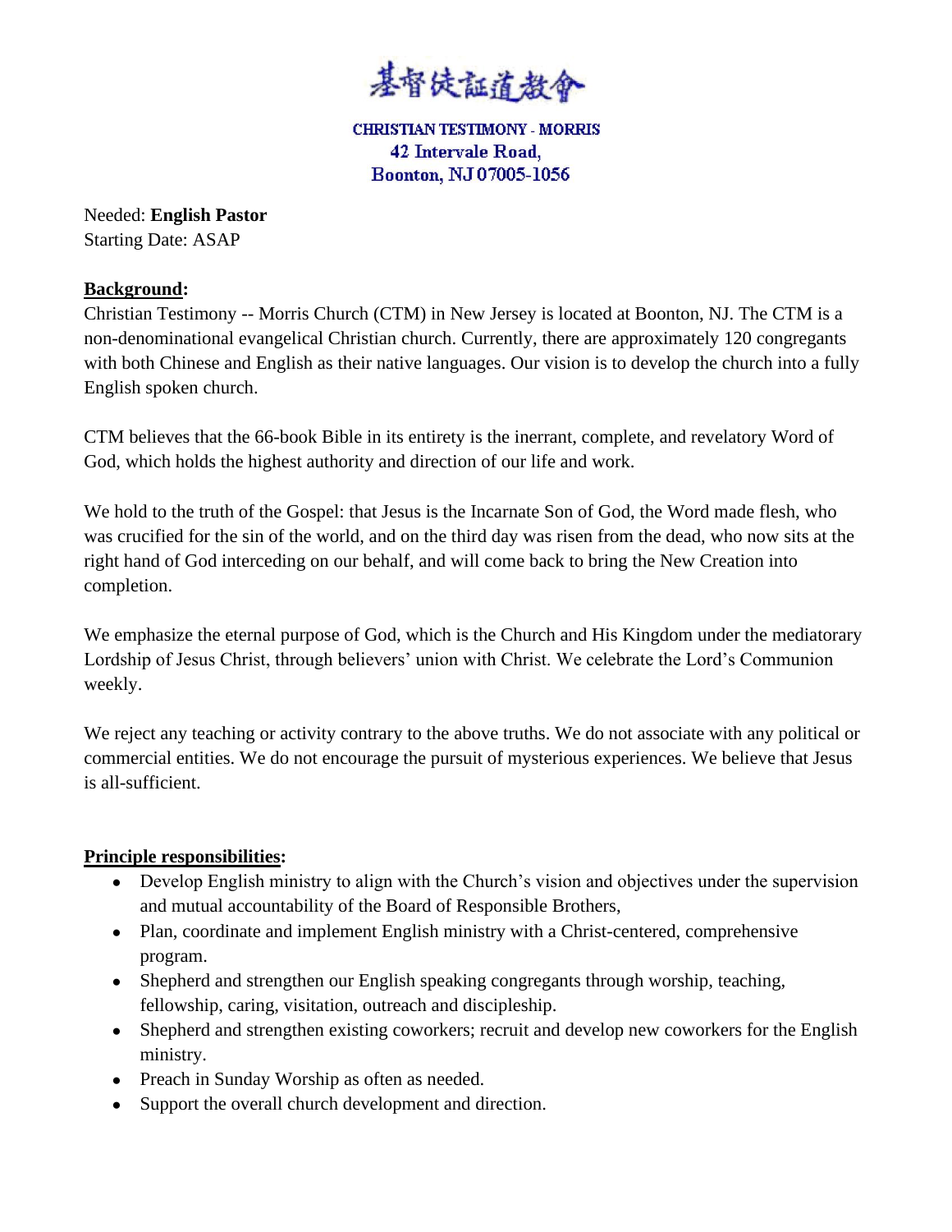基督徒証道教會

**CHRISTIAN TESTIMONY - MORRIS**
**42 Intervale Road,**
**Boonton, NJ 07005-1056**

Needed: **English Pastor**
Starting Date: ASAP

**Background:**

Christian Testimony -- Morris Church (CTM) in New Jersey is located at Boonton, NJ. The CTM is a non-denominational evangelical Christian church. Currently, there are approximately 120 congregants with both Chinese and English as their native languages. Our vision is to develop the church into a fully English spoken church.

CTM believes that the 66-book Bible in its entirety is the inerrant, complete, and revelatory Word of God, which holds the highest authority and direction of our life and work.

We hold to the truth of the Gospel: that Jesus is the Incarnate Son of God, the Word made flesh, who was crucified for the sin of the world, and on the third day was risen from the dead, who now sits at the right hand of God interceding on our behalf, and will come back to bring the New Creation into completion.

We emphasize the eternal purpose of God, which is the Church and His Kingdom under the mediatory Lordship of Jesus Christ, through believers' union with Christ. We celebrate the Lord's Communion weekly.

We reject any teaching or activity contrary to the above truths. We do not associate with any political or commercial entities. We do not encourage the pursuit of mysterious experiences. We believe that Jesus is all-sufficient.

**Principle responsibilities:**

- Develop English ministry to align with the Church's vision and objectives under the supervision and mutual accountability of the Board of Responsible Brothers,
- Plan, coordinate and implement English ministry with a Christ-centered, comprehensive program.
- Shepherd and strengthen our English speaking congregants through worship, teaching, fellowship, caring, visitation, outreach and discipleship.
- Shepherd and strengthen existing coworkers; recruit and develop new coworkers for the English ministry.
- Preach in Sunday Worship as often as needed.
- Support the overall church development and direction.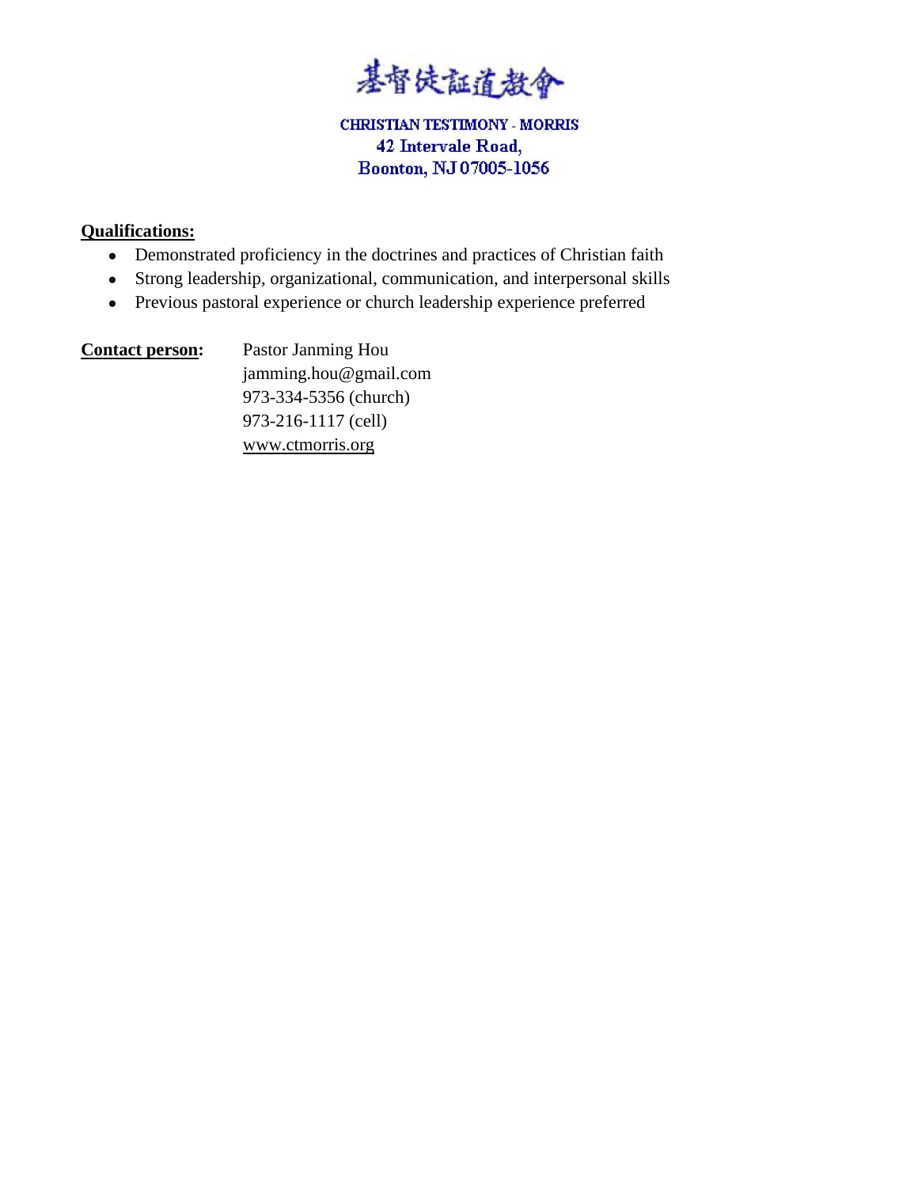基督徒証道教會

**CHRISTIAN TESTIMONY - MORRIS**
**42 Intervale Road,**
**Boonton, NJ 07005-1056**

**Qualifications:**

- Demonstrated proficiency in the doctrines and practices of Christian faith
- Strong leadership, organizational, communication, and interpersonal skills
- Previous pastoral experience or church leadership experience preferred

**Contact person:** Pastor Janming Hou
jamming.hou@gmail.com
973-334-5356 (church)
973-216-1117 (cell)
www.ctmorris.org